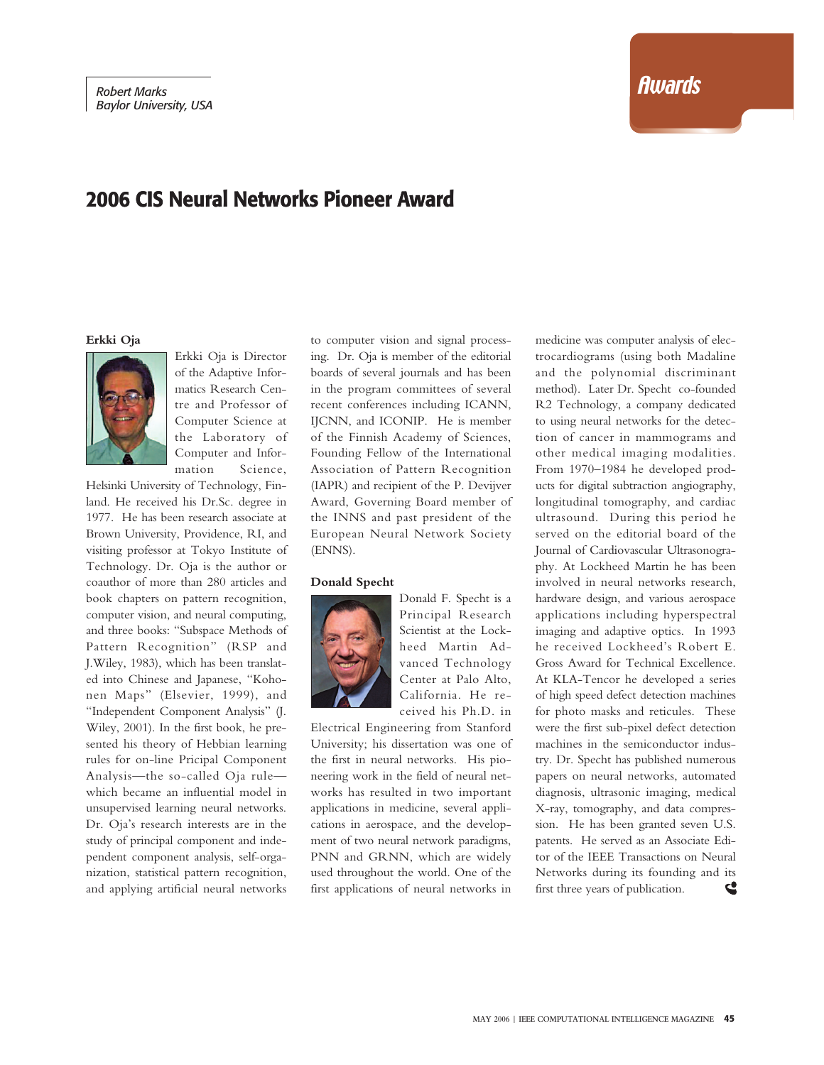*Robert Marks*
*Baylor University, USA*

**Awards**

# 2006 CIS Neural Networks Pioneer Award

### Erkki Oja

Erkki Oja is Director of the Adaptive Informatics Research Centre and Professor of Computer Science at the Laboratory of Computer and Information Science, Helsinki University of Technology, Finland. He received his Dr.Sc. degree in 1977. He has been research associate at Brown University, Providence, RI, and visiting professor at Tokyo Institute of Technology. Dr. Oja is the author or coauthor of more than 280 articles and book chapters on pattern recognition, computer vision, and neural computing, and three books: "Subspace Methods of Pattern Recognition" (RSP and J.Wiley, 1983), which has been translated into Chinese and Japanese, "Kohonen Maps" (Elsevier, 1999), and "Independent Component Analysis" (J. Wiley, 2001). In the first book, he presented his theory of Hebbian learning rules for on-line Pricipal Component Analysis—the so-called Oja rule—which became an influential model in unsupervised learning neural networks. Dr. Oja's research interests are in the study of principal component and independent component analysis, self-organization, statistical pattern recognition, and applying artificial neural networks to computer vision and signal processing. Dr. Oja is member of the editorial boards of several journals and has been in the program committees of several recent conferences including ICANN, IJCNN, and ICONIP. He is member of the Finnish Academy of Sciences, Founding Fellow of the International Association of Pattern Recognition (IAPR) and recipient of the P. Devijver Award, Governing Board member of the INNS and past president of the European Neural Network Society (ENNS).

### Donald Specht

Donald F. Specht is a Principal Research Scientist at the Lockheed Martin Advanced Technology Center at Palo Alto, California. He received his Ph.D. in Electrical Engineering from Stanford University; his dissertation was one of the first in neural networks. His pioneering work in the field of neural networks has resulted in two important applications in medicine, several applications in aerospace, and the development of two neural network paradigms, PNN and GRNN, which are widely used throughout the world. One of the first applications of neural networks in medicine was computer analysis of electrocardiograms (using both Madaline and the polynomial discriminant method). Later Dr. Specht co-founded R2 Technology, a company dedicated to using neural networks for the detection of cancer in mammograms and other medical imaging modalities. From 1970–1984 he developed products for digital subtraction angiography, longitudinal tomography, and cardiac ultrasound. During this period he served on the editorial board of the Journal of Cardiovascular Ultrasonography. At Lockheed Martin he has been involved in neural networks research, hardware design, and various aerospace applications including hyperspectral imaging and adaptive optics. In 1993 he received Lockheed's Robert E. Gross Award for Technical Excellence. At KLA-Tencor he developed a series of high speed defect detection machines for photo masks and reticules. These were the first sub-pixel defect detection machines in the semiconductor industry. Dr. Specht has published numerous papers on neural networks, automated diagnosis, ultrasonic imaging, medical X-ray, tomography, and data compression. He has been granted seven U.S. patents. He served as an Associate Editor of the IEEE Transactions on Neural Networks during its founding and its first three years of publication.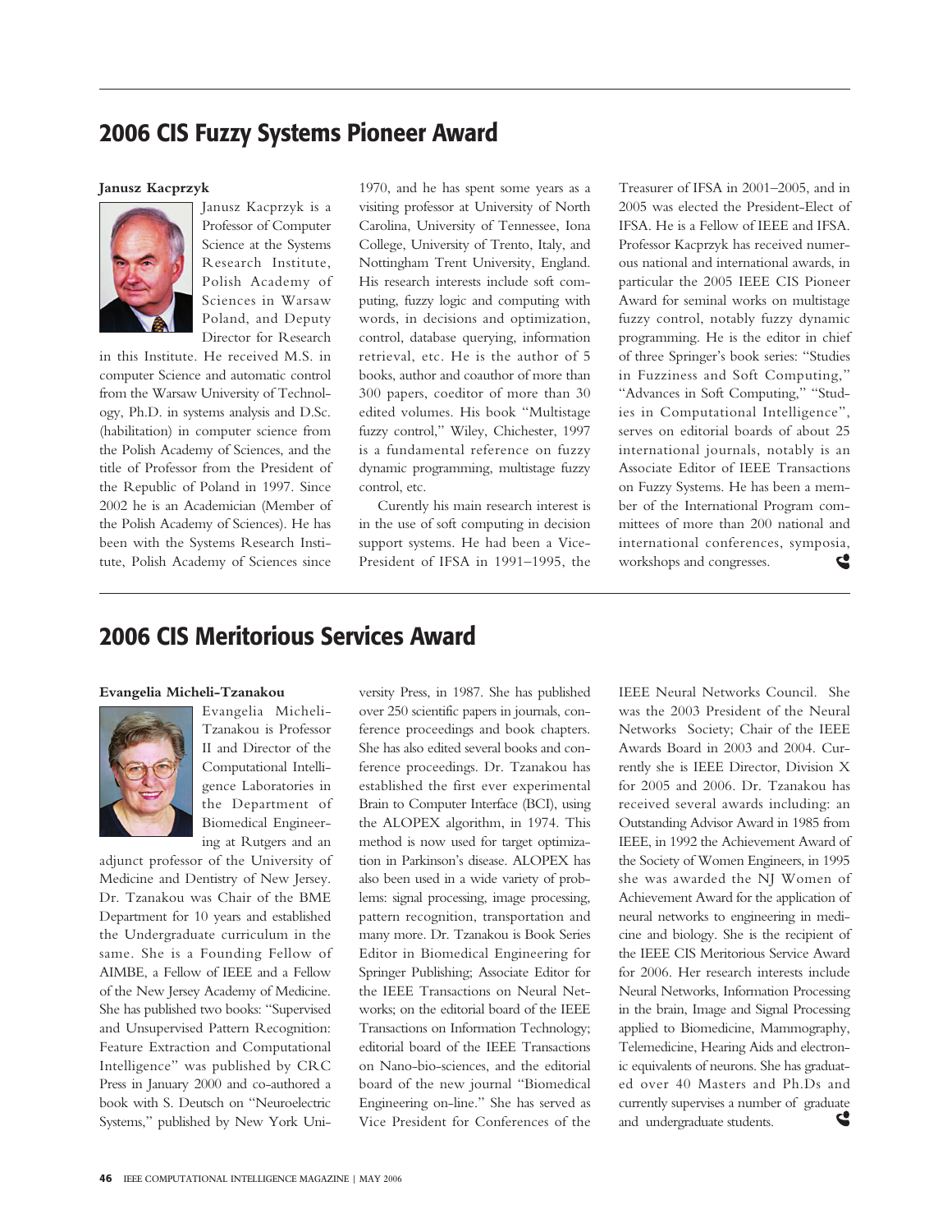## 2006 CIS Fuzzy Systems Pioneer Award

**Janusz Kacprzyk**

Janusz Kacprzyk is a Professor of Computer Science at the Systems Research Institute, Polish Academy of Sciences in Warsaw Poland, and Deputy Director for Research in this Institute. He received M.S. in computer Science and automatic control from the Warsaw University of Technology, Ph.D. in systems analysis and D.Sc. (habilitation) in computer science from the Polish Academy of Sciences, and the title of Professor from the President of the Republic of Poland in 1997. Since 2002 he is an Academician (Member of the Polish Academy of Sciences). He has been with the Systems Research Institute, Polish Academy of Sciences since 1970, and he has spent some years as a visiting professor at University of North Carolina, University of Tennessee, Iona College, University of Trento, Italy, and Nottingham Trent University, England. His research interests include soft computing, fuzzy logic and computing with words, in decisions and optimization, control, database querying, information retrieval, etc. He is the author of 5 books, author and coauthor of more than 300 papers, coeditor of more than 30 edited volumes. His book "Multistage fuzzy control," Wiley, Chichester, 1997 is a fundamental reference on fuzzy dynamic programming, multistage fuzzy control, etc.

Curently his main research interest is in the use of soft computing in decision support systems. He had been a Vice-President of IFSA in 1991–1995, the Treasurer of IFSA in 2001–2005, and in 2005 was elected the President-Elect of IFSA. He is a Fellow of IEEE and IFSA. Professor Kacprzyk has received numerous national and international awards, in particular the 2005 IEEE CIS Pioneer Award for seminal works on multistage fuzzy control, notably fuzzy dynamic programming. He is the editor in chief of three Springer's book series: "Studies in Fuzziness and Soft Computing," "Advances in Soft Computing," "Studies in Computational Intelligence", serves on editorial boards of about 25 international journals, notably is an Associate Editor of IEEE Transactions on Fuzzy Systems. He has been a member of the International Program committees of more than 200 national and international conferences, symposia, workshops and congresses.

## 2006 CIS Meritorious Services Award

**Evangelia Micheli-Tzanakou**

Evangelia Micheli-Tzanakou is Professor II and Director of the Computational Intelligence Laboratories in the Department of Biomedical Engineering at Rutgers and an adjunct professor of the University of Medicine and Dentistry of New Jersey. Dr. Tzanakou was Chair of the BME Department for 10 years and established the Undergraduate curriculum in the same. She is a Founding Fellow of AIMBE, a Fellow of IEEE and a Fellow of the New Jersey Academy of Medicine. She has published two books: "Supervised and Unsupervised Pattern Recognition: Feature Extraction and Computational Intelligence" was published by CRC Press in January 2000 and co-authored a book with S. Deutsch on "Neuroelectric Systems," published by New York University Press, in 1987. She has published over 250 scientific papers in journals, conference proceedings and book chapters. She has also edited several books and conference proceedings. Dr. Tzanakou has established the first ever experimental Brain to Computer Interface (BCI), using the ALOPEX algorithm, in 1974. This method is now used for target optimization in Parkinson's disease. ALOPEX has also been used in a wide variety of problems: signal processing, image processing, pattern recognition, transportation and many more. Dr. Tzanakou is Book Series Editor in Biomedical Engineering for Springer Publishing; Associate Editor for the IEEE Transactions on Neural Networks; on the editorial board of the IEEE Transactions on Information Technology; editorial board of the IEEE Transactions on Nano-bio-sciences, and the editorial board of the new journal "Biomedical Engineering on-line." She has served as Vice President for Conferences of the IEEE Neural Networks Council. She was the 2003 President of the Neural Networks Society; Chair of the IEEE Awards Board in 2003 and 2004. Currently she is IEEE Director, Division X for 2005 and 2006. Dr. Tzanakou has received several awards including: an Outstanding Advisor Award in 1985 from IEEE, in 1992 the Achievement Award of the Society of Women Engineers, in 1995 she was awarded the NJ Women of Achievement Award for the application of neural networks to engineering in medicine and biology. She is the recipient of the IEEE CIS Meritorious Service Award for 2006. Her research interests include Neural Networks, Information Processing in the brain, Image and Signal Processing applied to Biomedicine, Mammography, Telemedicine, Hearing Aids and electronic equivalents of neurons. She has graduated over 40 Masters and Ph.Ds and currently supervises a number of graduate and undergraduate students.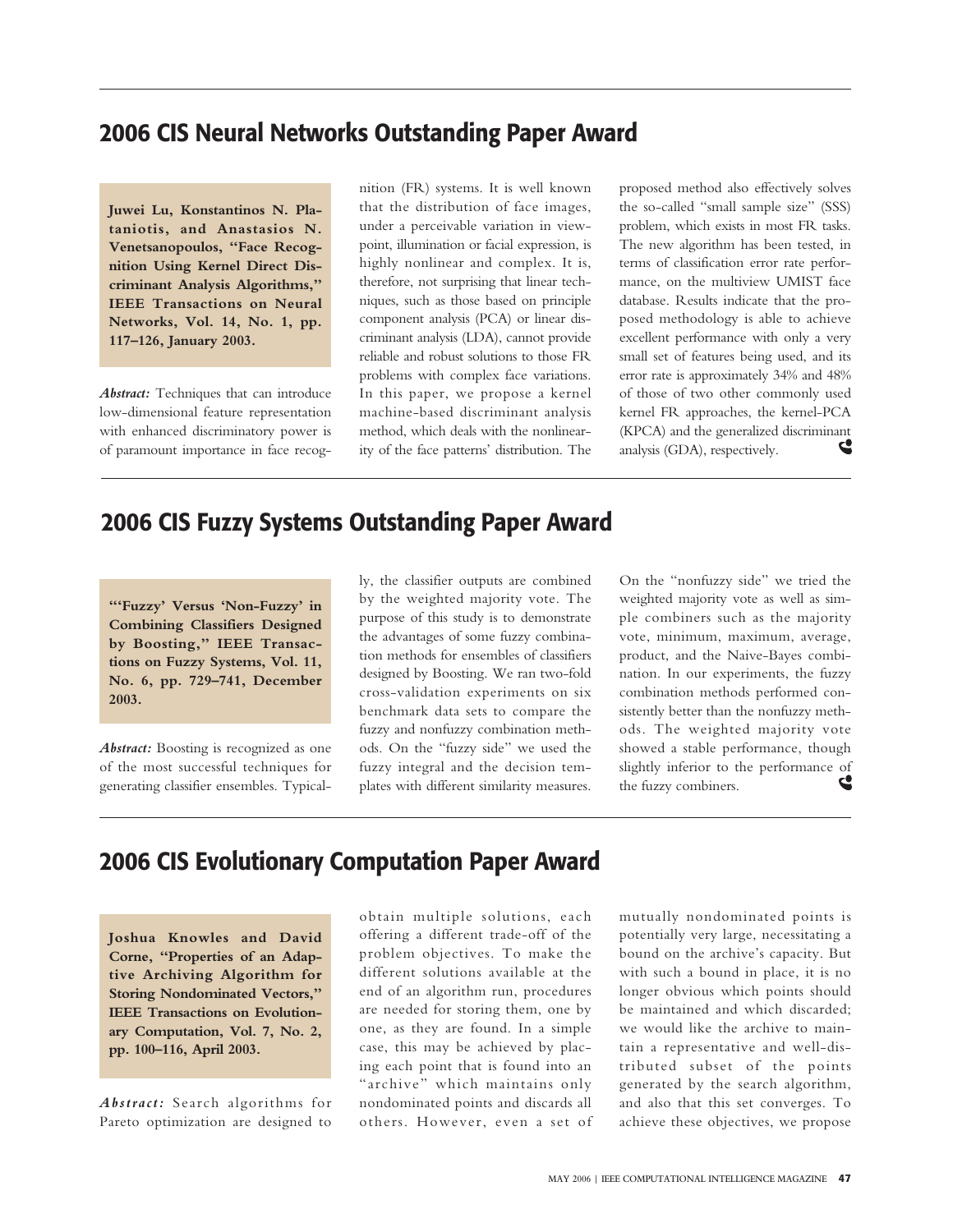## 2006 CIS Neural Networks Outstanding Paper Award

**Juwei Lu, Konstantinos N. Plataniotis, and Anastasios N. Venetsanopoulos, "Face Recognition Using Kernel Direct Discriminant Analysis Algorithms," IEEE Transactions on Neural Networks, Vol. 14, No. 1, pp. 117–126, January 2003.**

***Abstract:*** Techniques that can introduce low-dimensional feature representation with enhanced discriminatory power is of paramount importance in face recognition (FR) systems. It is well known that the distribution of face images, under a perceivable variation in viewpoint, illumination or facial expression, is highly nonlinear and complex. It is, therefore, not surprising that linear techniques, such as those based on principle component analysis (PCA) or linear discriminant analysis (LDA), cannot provide reliable and robust solutions to those FR problems with complex face variations. In this paper, we propose a kernel machine-based discriminant analysis method, which deals with the nonlinearity of the face patterns' distribution. The proposed method also effectively solves the so-called "small sample size" (SSS) problem, which exists in most FR tasks. The new algorithm has been tested, in terms of classification error rate performance, on the multiview UMIST face database. Results indicate that the proposed methodology is able to achieve excellent performance with only a very small set of features being used, and its error rate is approximately 34% and 48% of those of two other commonly used kernel FR approaches, the kernel-PCA (KPCA) and the generalized discriminant analysis (GDA), respectively.

## 2006 CIS Fuzzy Systems Outstanding Paper Award

**"'Fuzzy' Versus 'Non-Fuzzy' in Combining Classifiers Designed by Boosting," IEEE Transactions on Fuzzy Systems, Vol. 11, No. 6, pp. 729–741, December 2003.**

***Abstract:*** Boosting is recognized as one of the most successful techniques for generating classifier ensembles. Typically, the classifier outputs are combined by the weighted majority vote. The purpose of this study is to demonstrate the advantages of some fuzzy combination methods for ensembles of classifiers designed by Boosting. We ran two-fold cross-validation experiments on six benchmark data sets to compare the fuzzy and nonfuzzy combination methods. On the "fuzzy side" we used the fuzzy integral and the decision templates with different similarity measures. On the "nonfuzzy side" we tried the weighted majority vote as well as simple combiners such as the majority vote, minimum, maximum, average, product, and the Naive-Bayes combination. In our experiments, the fuzzy combination methods performed consistently better than the nonfuzzy methods. The weighted majority vote showed a stable performance, though slightly inferior to the performance of the fuzzy combiners.

## 2006 CIS Evolutionary Computation Paper Award

**Joshua Knowles and David Corne, "Properties of an Adaptive Archiving Algorithm for Storing Nondominated Vectors," IEEE Transactions on Evolutionary Computation, Vol. 7, No. 2, pp. 100–116, April 2003.**

***Abstract:*** Search algorithms for Pareto optimization are designed to obtain multiple solutions, each offering a different trade-off of the problem objectives. To make the different solutions available at the end of an algorithm run, procedures are needed for storing them, one by one, as they are found. In a simple case, this may be achieved by placing each point that is found into an "archive" which maintains only nondominated points and discards all others. However, even a set of mutually nondominated points is potentially very large, necessitating a bound on the archive's capacity. But with such a bound in place, it is no longer obvious which points should be maintained and which discarded; we would like the archive to maintain a representative and well-distributed subset of the points generated by the search algorithm, and also that this set converges. To achieve these objectives, we propose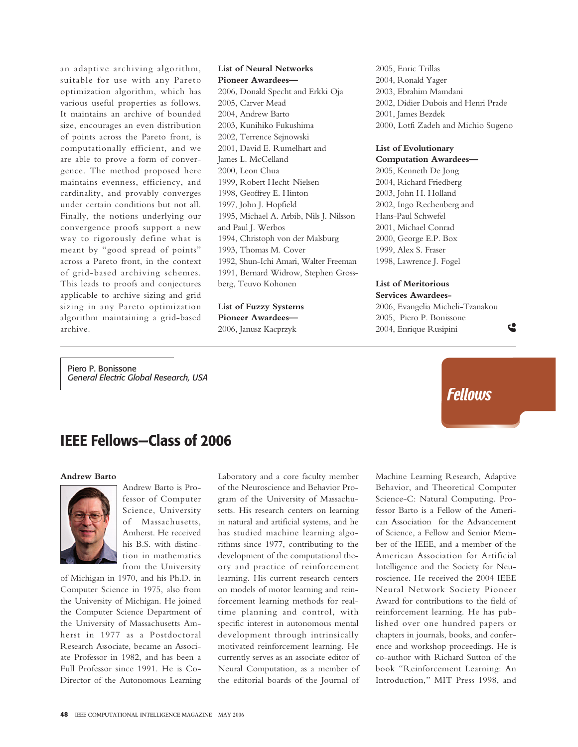an adaptive archiving algorithm, suitable for use with any Pareto optimization algorithm, which has various useful properties as follows. It maintains an archive of bounded size, encourages an even distribution of points across the Pareto front, is computationally efficient, and we are able to prove a form of convergence. The method proposed here maintains evenness, efficiency, and cardinality, and provably converges under certain conditions but not all. Finally, the notions underlying our convergence proofs support a new way to rigorously define what is meant by "good spread of points" across a Pareto front, in the context of grid-based archiving schemes. This leads to proofs and conjectures applicable to archive sizing and grid sizing in any Pareto optimization algorithm maintaining a grid-based archive.

**List of Neural Networks Pioneer Awardees—**

2006, Donald Specht and Erkki Oja
2005, Carver Mead
2004, Andrew Barto
2003, Kunihiko Fukushima
2002, Terrence Sejnowski
2001, David E. Rumelhart and James L. McCelland
2000, Leon Chua
1999, Robert Hecht-Nielsen
1998, Geoffrey E. Hinton
1997, John J. Hopfield
1995, Michael A. Arbib, Nils J. Nilsson and Paul J. Werbos
1994, Christoph von der Malsburg
1993, Thomas M. Cover
1992, Shun-Ichi Amari, Walter Freeman
1991, Bernard Widrow, Stephen Grossberg, Teuvo Kohonen

**List of Fuzzy Systems Pioneer Awardees—**

2006, Janusz Kacprzyk
2005, Enric Trillas
2004, Ronald Yager
2003, Ebrahim Mamdani
2002, Didier Dubois and Henri Prade
2001, James Bezdek
2000, Lotfi Zadeh and Michio Sugeno

**List of Evolutionary Computation Awardees—**

2005, Kenneth De Jong
2004, Richard Friedberg
2003, John H. Holland
2002, Ingo Rechenberg and Hans-Paul Schwefel
2001, Michael Conrad
2000, George E.P. Box
1999, Alex S. Fraser
1998, Lawrence J. Fogel

**List of Meritorious Services Awardees-**

2006, Evangelia Micheli-Tzanakou
2005, Piero P. Bonissone
2004, Enrique Rusipini

---

Piero P. Bonissone
*General Electric Global Research, USA*

*Fellows*

# IEEE Fellows—Class of 2006

### Andrew Barto

Andrew Barto is Professor of Computer Science, University of Massachusetts, Amherst. He received his B.S. with distinction in mathematics from the University of Michigan in 1970, and his Ph.D. in Computer Science in 1975, also from the University of Michigan. He joined the Computer Science Department of the University of Massachusetts Amherst in 1977 as a Postdoctoral Research Associate, became an Associate Professor in 1982, and has been a Full Professor since 1991. He is Co-Director of the Autonomous Learning Laboratory and a core faculty member of the Neuroscience and Behavior Program of the University of Massachusetts. His research centers on learning in natural and artificial systems, and he has studied machine learning algorithms since 1977, contributing to the development of the computational theory and practice of reinforcement learning. His current research centers on models of motor learning and reinforcement learning methods for real-time planning and control, with specific interest in autonomous mental development through intrinsically motivated reinforcement learning. He currently serves as an associate editor of Neural Computation, as a member of the editorial boards of the Journal of Machine Learning Research, Adaptive Behavior, and Theoretical Computer Science-C: Natural Computing. Professor Barto is a Fellow of the American Association for the Advancement of Science, a Fellow and Senior Member of the IEEE, and a member of the American Association for Artificial Intelligence and the Society for Neuroscience. He received the 2004 IEEE Neural Network Society Pioneer Award for contributions to the field of reinforcement learning. He has published over one hundred papers or chapters in journals, books, and conference and workshop proceedings. He is co-author with Richard Sutton of the book "Reinforcement Learning: An Introduction," MIT Press 1998, and